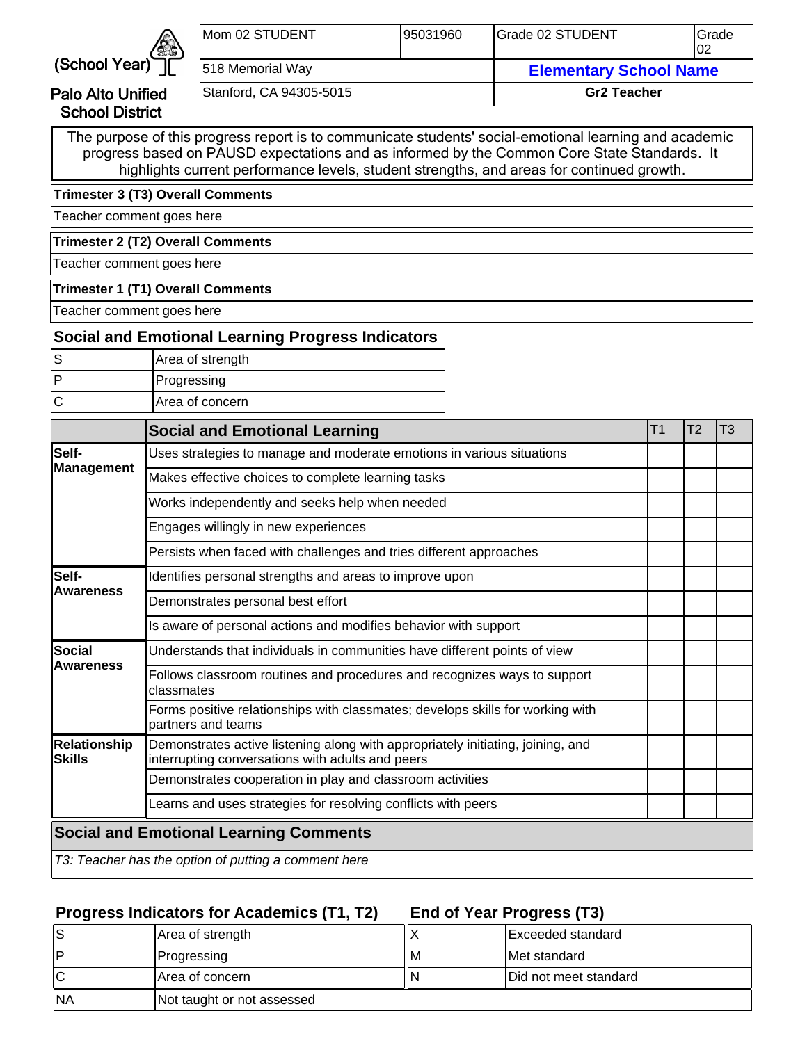(School Year)

Palo Alto Unified School District

| Mom 02 STUDENT | 95031960 | Grade 02 STUDENT | Grade 02 |
|---|---|---|---|
| 518 Memorial Way | | **Elementary School Name** | |
| Stanford, CA 94305-5015 | | **Gr2 Teacher** | |

The purpose of this progress report is to communicate students' social-emotional learning and academic progress based on PAUSD expectations and as informed by the Common Core State Standards. It highlights current performance levels, student strengths, and areas for continued growth.

**Trimester 3 (T3) Overall Comments**

Teacher comment goes here

**Trimester 2 (T2) Overall Comments**

Teacher comment goes here

**Trimester 1 (T1) Overall Comments**

Teacher comment goes here

## Social and Emotional Learning Progress Indicators

| | |
|---|---|
| S | Area of strength |
| P | Progressing |
| C | Area of concern |

| | Social and Emotional Learning | T1 | T2 | T3 |
|---|---|---|---|---|
| **Self-Management** | Uses strategies to manage and moderate emotions in various situations | | | |
| | Makes effective choices to complete learning tasks | | | |
| | Works independently and seeks help when needed | | | |
| | Engages willingly in new experiences | | | |
| | Persists when faced with challenges and tries different approaches | | | |
| **Self-Awareness** | Identifies personal strengths and areas to improve upon | | | |
| | Demonstrates personal best effort | | | |
| | Is aware of personal actions and modifies behavior with support | | | |
| **Social Awareness** | Understands that individuals in communities have different points of view | | | |
| | Follows classroom routines and procedures and recognizes ways to support classmates | | | |
| | Forms positive relationships with classmates; develops skills for working with partners and teams | | | |
| **Relationship Skills** | Demonstrates active listening along with appropriately initiating, joining, and interrupting conversations with adults and peers | | | |
| | Demonstrates cooperation in play and classroom activities | | | |
| | Learns and uses strategies for resolving conflicts with peers | | | |

## Social and Emotional Learning Comments

*T3: Teacher has the option of putting a comment here*

## Progress Indicators for Academics (T1, T2)

| | |
|---|---|
| S | Area of strength |
| P | Progressing |
| C | Area of concern |
| NA | Not taught or not assessed |

## End of Year Progress (T3)

| | |
|---|---|
| X | Exceeded standard |
| M | Met standard |
| N | Did not meet standard |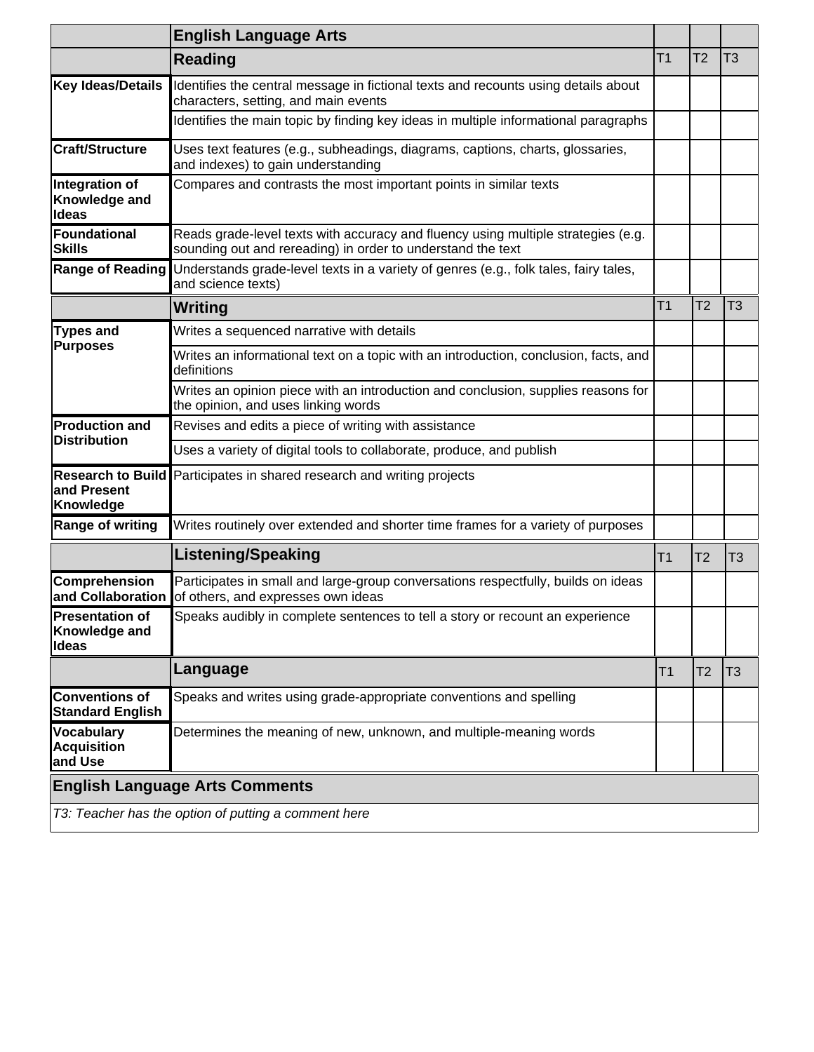| | English Language Arts | | | |
|---|---|---|---|---|
| | **Reading** | T1 | T2 | T3 |
| **Key Ideas/Details** | Identifies the central message in fictional texts and recounts using details about characters, setting, and main events | | | |
| | Identifies the main topic by finding key ideas in multiple informational paragraphs | | | |
| **Craft/Structure** | Uses text features (e.g., subheadings, diagrams, captions, charts, glossaries, and indexes) to gain understanding | | | |
| **Integration of Knowledge and Ideas** | Compares and contrasts the most important points in similar texts | | | |
| **Foundational Skills** | Reads grade-level texts with accuracy and fluency using multiple strategies (e.g. sounding out and rereading) in order to understand the text | | | |
| **Range of Reading** | Understands grade-level texts in a variety of genres (e.g., folk tales, fairy tales, and science texts) | | | |
| | **Writing** | T1 | T2 | T3 |
| **Types and Purposes** | Writes a sequenced narrative with details | | | |
| | Writes an informational text on a topic with an introduction, conclusion, facts, and definitions | | | |
| | Writes an opinion piece with an introduction and conclusion, supplies reasons for the opinion, and uses linking words | | | |
| **Production and Distribution** | Revises and edits a piece of writing with assistance | | | |
| | Uses a variety of digital tools to collaborate, produce, and publish | | | |
| **Research to Build and Present Knowledge** | Participates in shared research and writing projects | | | |
| **Range of writing** | Writes routinely over extended and shorter time frames for a variety of purposes | | | |
| | **Listening/Speaking** | T1 | T2 | T3 |
| **Comprehension and Collaboration** | Participates in small and large-group conversations respectfully, builds on ideas of others, and expresses own ideas | | | |
| **Presentation of Knowledge and Ideas** | Speaks audibly in complete sentences to tell a story or recount an experience | | | |
| | **Language** | T1 | T2 | T3 |
| **Conventions of Standard English** | Speaks and writes using grade-appropriate conventions and spelling | | | |
| **Vocabulary Acquisition and Use** | Determines the meaning of new, unknown, and multiple-meaning words | | | |

**English Language Arts Comments**

*T3: Teacher has the option of putting a comment here*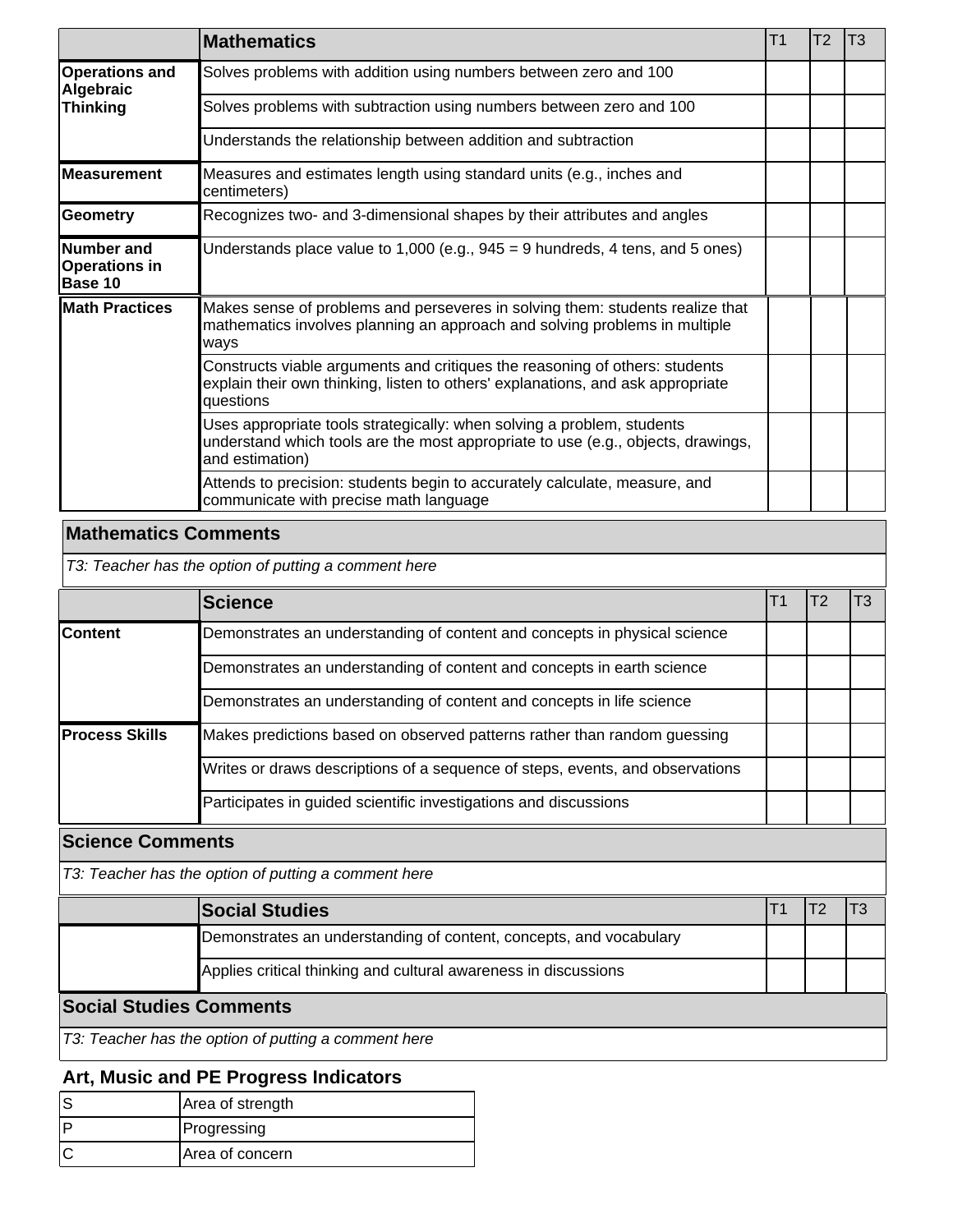| | Mathematics | T1 | T2 | T3 |
|---|---|---|---|---|
| **Operations and Algebraic Thinking** | Solves problems with addition using numbers between zero and 100 | | | |
| | Solves problems with subtraction using numbers between zero and 100 | | | |
| | Understands the relationship between addition and subtraction | | | |
| **Measurement** | Measures and estimates length using standard units (e.g., inches and centimeters) | | | |
| **Geometry** | Recognizes two- and 3-dimensional shapes by their attributes and angles | | | |
| **Number and Operations in Base 10** | Understands place value to 1,000 (e.g., 945 = 9 hundreds, 4 tens, and 5 ones) | | | |
| **Math Practices** | Makes sense of problems and perseveres in solving them: students realize that mathematics involves planning an approach and solving problems in multiple ways | | | |
| | Constructs viable arguments and critiques the reasoning of others: students explain their own thinking, listen to others' explanations, and ask appropriate questions | | | |
| | Uses appropriate tools strategically: when solving a problem, students understand which tools are the most appropriate to use (e.g., objects, drawings, and estimation) | | | |
| | Attends to precision: students begin to accurately calculate, measure, and communicate with precise math language | | | |

**Mathematics Comments**

*T3: Teacher has the option of putting a comment here*

| | Science | T1 | T2 | T3 |
|---|---|---|---|---|
| **Content** | Demonstrates an understanding of content and concepts in physical science | | | |
| | Demonstrates an understanding of content and concepts in earth science | | | |
| | Demonstrates an understanding of content and concepts in life science | | | |
| **Process Skills** | Makes predictions based on observed patterns rather than random guessing | | | |
| | Writes or draws descriptions of a sequence of steps, events, and observations | | | |
| | Participates in guided scientific investigations and discussions | | | |

**Science Comments**

*T3: Teacher has the option of putting a comment here*

| | Social Studies | T1 | T2 | T3 |
|---|---|---|---|---|
| | Demonstrates an understanding of content, concepts, and vocabulary | | | |
| | Applies critical thinking and cultural awareness in discussions | | | |

**Social Studies Comments**

*T3: Teacher has the option of putting a comment here*

### Art, Music and PE Progress Indicators

| | |
|---|---|
| S | Area of strength |
| P | Progressing |
| C | Area of concern |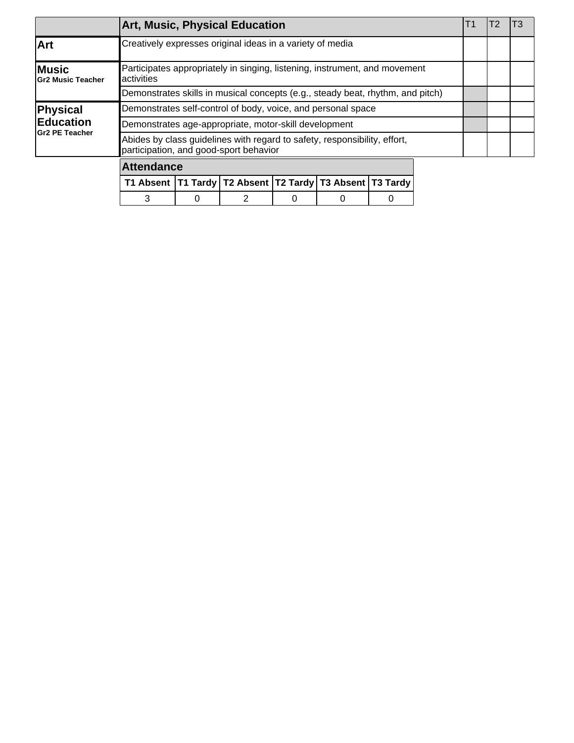| | Art, Music, Physical Education | T1 | T2 | T3 |
|---|---|---|---|---|
| **Art** | Creatively expresses original ideas in a variety of media | | | |
| **Music** Gr2 Music Teacher | Participates appropriately in singing, listening, instrument, and movement activities | | | |
| | Demonstrates skills in musical concepts (e.g., steady beat, rhythm, and pitch) | | | |
| **Physical Education** Gr2 PE Teacher | Demonstrates self-control of body, voice, and personal space | | | |
| | Demonstrates age-appropriate, motor-skill development | | | |
| | Abides by class guidelines with regard to safety, responsibility, effort, participation, and good-sport behavior | | | |

**Attendance**

| T1 Absent | T1 Tardy | T2 Absent | T2 Tardy | T3 Absent | T3 Tardy |
|---|---|---|---|---|---|
| 3 | 0 | 2 | 0 | 0 | 0 |